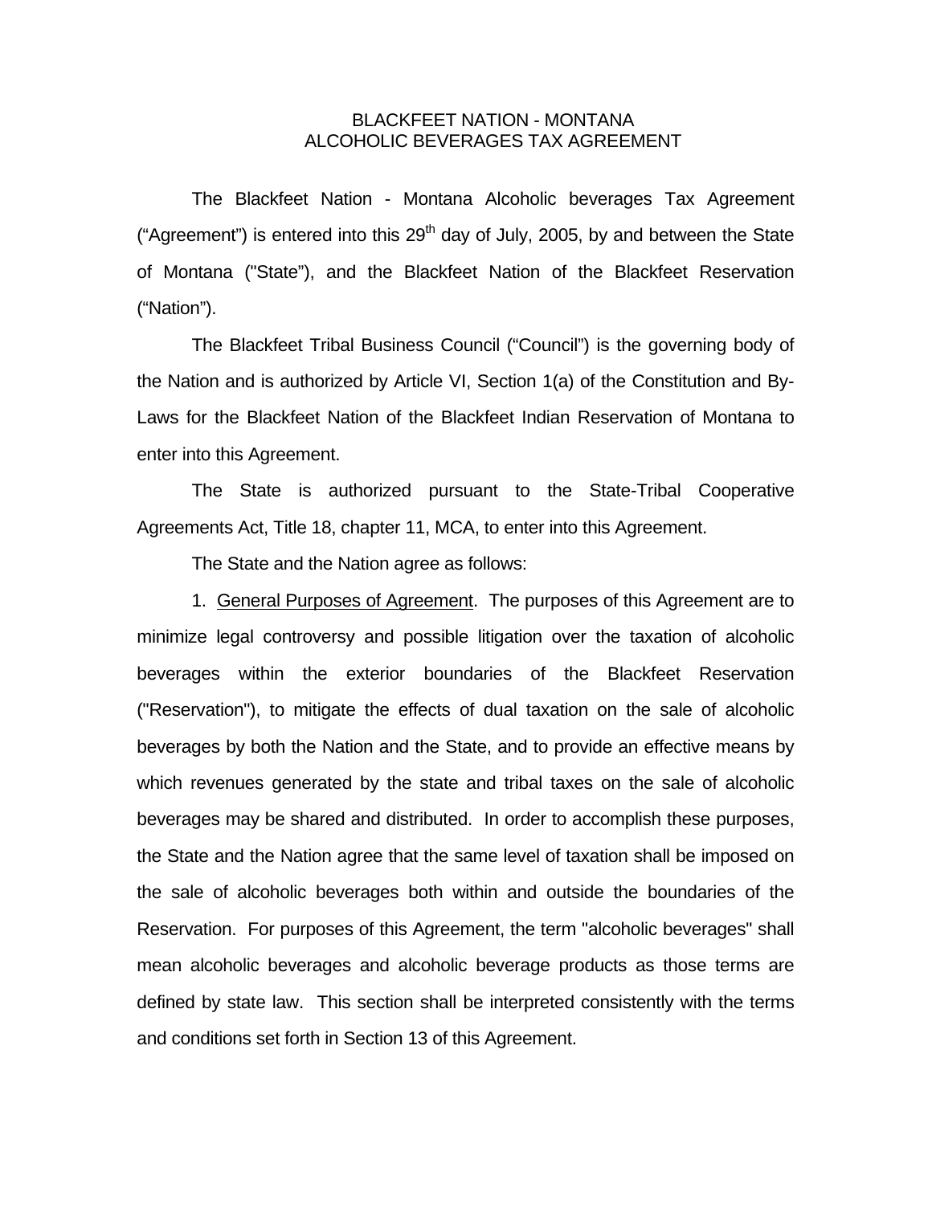# BLACKFEET NATION - MONTANA
# ALCOHOLIC BEVERAGES TAX AGREEMENT

The Blackfeet Nation - Montana Alcoholic beverages Tax Agreement ("Agreement") is entered into this 29th day of July, 2005, by and between the State of Montana ("State"), and the Blackfeet Nation of the Blackfeet Reservation ("Nation").

The Blackfeet Tribal Business Council ("Council") is the governing body of the Nation and is authorized by Article VI, Section 1(a) of the Constitution and By-Laws for the Blackfeet Nation of the Blackfeet Indian Reservation of Montana to enter into this Agreement.

The State is authorized pursuant to the State-Tribal Cooperative Agreements Act, Title 18, chapter 11, MCA, to enter into this Agreement.

The State and the Nation agree as follows:

1. General Purposes of Agreement. The purposes of this Agreement are to minimize legal controversy and possible litigation over the taxation of alcoholic beverages within the exterior boundaries of the Blackfeet Reservation ("Reservation"), to mitigate the effects of dual taxation on the sale of alcoholic beverages by both the Nation and the State, and to provide an effective means by which revenues generated by the state and tribal taxes on the sale of alcoholic beverages may be shared and distributed. In order to accomplish these purposes, the State and the Nation agree that the same level of taxation shall be imposed on the sale of alcoholic beverages both within and outside the boundaries of the Reservation. For purposes of this Agreement, the term "alcoholic beverages" shall mean alcoholic beverages and alcoholic beverage products as those terms are defined by state law. This section shall be interpreted consistently with the terms and conditions set forth in Section 13 of this Agreement.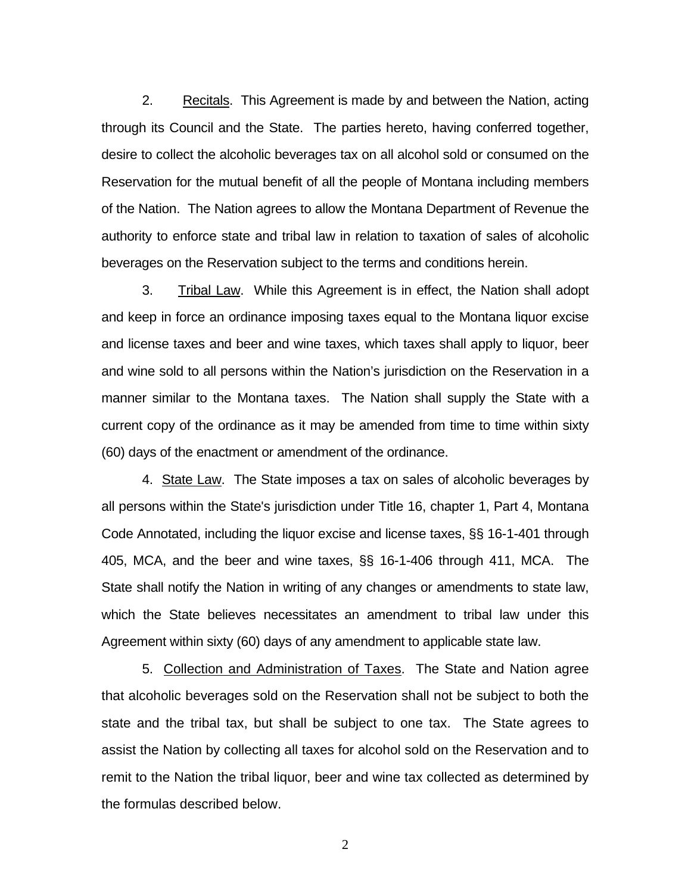2. Recitals. This Agreement is made by and between the Nation, acting through its Council and the State. The parties hereto, having conferred together, desire to collect the alcoholic beverages tax on all alcohol sold or consumed on the Reservation for the mutual benefit of all the people of Montana including members of the Nation. The Nation agrees to allow the Montana Department of Revenue the authority to enforce state and tribal law in relation to taxation of sales of alcoholic beverages on the Reservation subject to the terms and conditions herein.

3. Tribal Law. While this Agreement is in effect, the Nation shall adopt and keep in force an ordinance imposing taxes equal to the Montana liquor excise and license taxes and beer and wine taxes, which taxes shall apply to liquor, beer and wine sold to all persons within the Nation's jurisdiction on the Reservation in a manner similar to the Montana taxes. The Nation shall supply the State with a current copy of the ordinance as it may be amended from time to time within sixty (60) days of the enactment or amendment of the ordinance.

4. State Law. The State imposes a tax on sales of alcoholic beverages by all persons within the State's jurisdiction under Title 16, chapter 1, Part 4, Montana Code Annotated, including the liquor excise and license taxes, §§ 16-1-401 through 405, MCA, and the beer and wine taxes, §§ 16-1-406 through 411, MCA. The State shall notify the Nation in writing of any changes or amendments to state law, which the State believes necessitates an amendment to tribal law under this Agreement within sixty (60) days of any amendment to applicable state law.

5. Collection and Administration of Taxes. The State and Nation agree that alcoholic beverages sold on the Reservation shall not be subject to both the state and the tribal tax, but shall be subject to one tax. The State agrees to assist the Nation by collecting all taxes for alcohol sold on the Reservation and to remit to the Nation the tribal liquor, beer and wine tax collected as determined by the formulas described below.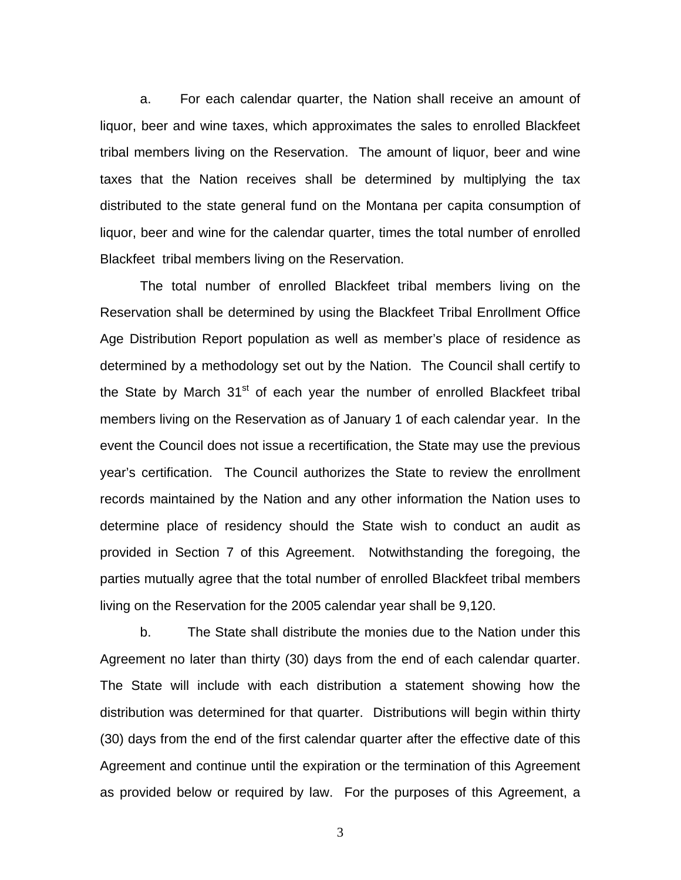a. For each calendar quarter, the Nation shall receive an amount of liquor, beer and wine taxes, which approximates the sales to enrolled Blackfeet tribal members living on the Reservation. The amount of liquor, beer and wine taxes that the Nation receives shall be determined by multiplying the tax distributed to the state general fund on the Montana per capita consumption of liquor, beer and wine for the calendar quarter, times the total number of enrolled Blackfeet tribal members living on the Reservation.

The total number of enrolled Blackfeet tribal members living on the Reservation shall be determined by using the Blackfeet Tribal Enrollment Office Age Distribution Report population as well as member's place of residence as determined by a methodology set out by the Nation. The Council shall certify to the State by March 31st of each year the number of enrolled Blackfeet tribal members living on the Reservation as of January 1 of each calendar year. In the event the Council does not issue a recertification, the State may use the previous year's certification. The Council authorizes the State to review the enrollment records maintained by the Nation and any other information the Nation uses to determine place of residency should the State wish to conduct an audit as provided in Section 7 of this Agreement. Notwithstanding the foregoing, the parties mutually agree that the total number of enrolled Blackfeet tribal members living on the Reservation for the 2005 calendar year shall be 9,120.

b. The State shall distribute the monies due to the Nation under this Agreement no later than thirty (30) days from the end of each calendar quarter. The State will include with each distribution a statement showing how the distribution was determined for that quarter. Distributions will begin within thirty (30) days from the end of the first calendar quarter after the effective date of this Agreement and continue until the expiration or the termination of this Agreement as provided below or required by law. For the purposes of this Agreement, a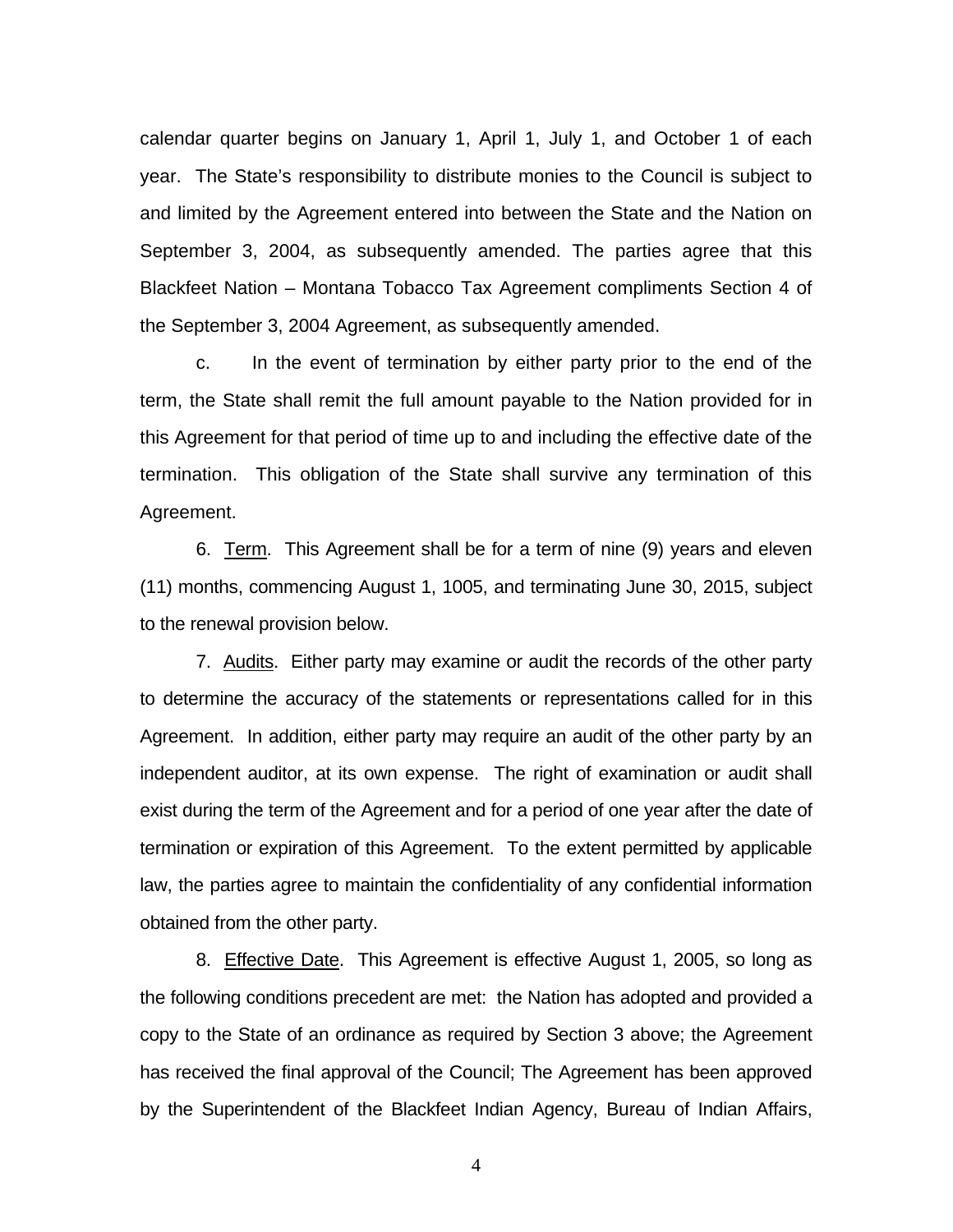calendar quarter begins on January 1, April 1, July 1, and October 1 of each year. The State's responsibility to distribute monies to the Council is subject to and limited by the Agreement entered into between the State and the Nation on September 3, 2004, as subsequently amended. The parties agree that this Blackfeet Nation – Montana Tobacco Tax Agreement compliments Section 4 of the September 3, 2004 Agreement, as subsequently amended.

c. In the event of termination by either party prior to the end of the term, the State shall remit the full amount payable to the Nation provided for in this Agreement for that period of time up to and including the effective date of the termination. This obligation of the State shall survive any termination of this Agreement.

6. <u>Term</u>. This Agreement shall be for a term of nine (9) years and eleven (11) months, commencing August 1, 1005, and terminating June 30, 2015, subject to the renewal provision below.

7. <u>Audits</u>. Either party may examine or audit the records of the other party to determine the accuracy of the statements or representations called for in this Agreement. In addition, either party may require an audit of the other party by an independent auditor, at its own expense. The right of examination or audit shall exist during the term of the Agreement and for a period of one year after the date of termination or expiration of this Agreement. To the extent permitted by applicable law, the parties agree to maintain the confidentiality of any confidential information obtained from the other party.

8. <u>Effective Date</u>. This Agreement is effective August 1, 2005, so long as the following conditions precedent are met: the Nation has adopted and provided a copy to the State of an ordinance as required by Section 3 above; the Agreement has received the final approval of the Council; The Agreement has been approved by the Superintendent of the Blackfeet Indian Agency, Bureau of Indian Affairs,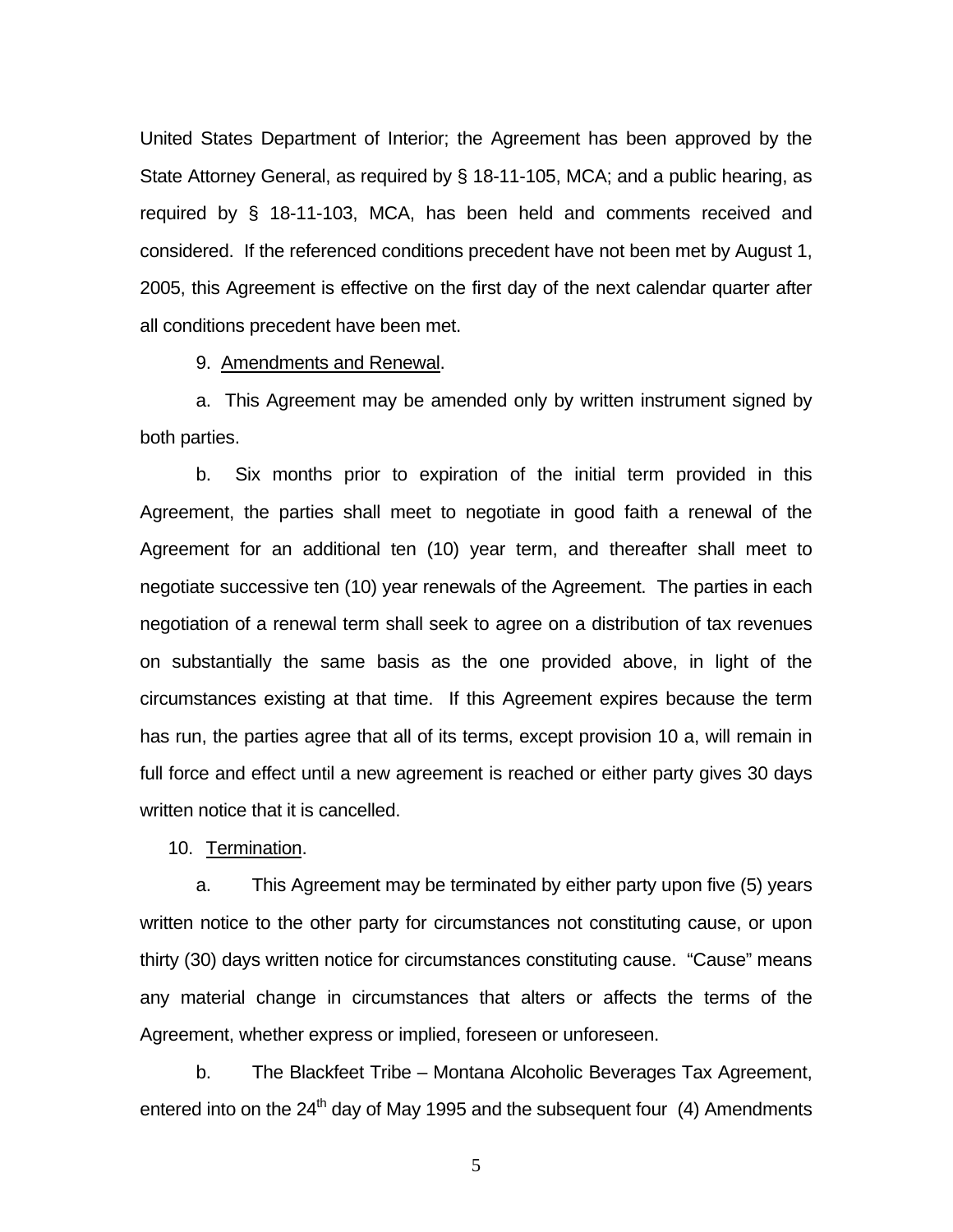United States Department of Interior; the Agreement has been approved by the State Attorney General, as required by § 18-11-105, MCA; and a public hearing, as required by § 18-11-103, MCA, has been held and comments received and considered. If the referenced conditions precedent have not been met by August 1, 2005, this Agreement is effective on the first day of the next calendar quarter after all conditions precedent have been met.

9. Amendments and Renewal.

a. This Agreement may be amended only by written instrument signed by both parties.

b. Six months prior to expiration of the initial term provided in this Agreement, the parties shall meet to negotiate in good faith a renewal of the Agreement for an additional ten (10) year term, and thereafter shall meet to negotiate successive ten (10) year renewals of the Agreement. The parties in each negotiation of a renewal term shall seek to agree on a distribution of tax revenues on substantially the same basis as the one provided above, in light of the circumstances existing at that time. If this Agreement expires because the term has run, the parties agree that all of its terms, except provision 10 a, will remain in full force and effect until a new agreement is reached or either party gives 30 days written notice that it is cancelled.

10. Termination.

a. This Agreement may be terminated by either party upon five (5) years written notice to the other party for circumstances not constituting cause, or upon thirty (30) days written notice for circumstances constituting cause. "Cause" means any material change in circumstances that alters or affects the terms of the Agreement, whether express or implied, foreseen or unforeseen.

b. The Blackfeet Tribe – Montana Alcoholic Beverages Tax Agreement, entered into on the 24th day of May 1995 and the subsequent four (4) Amendments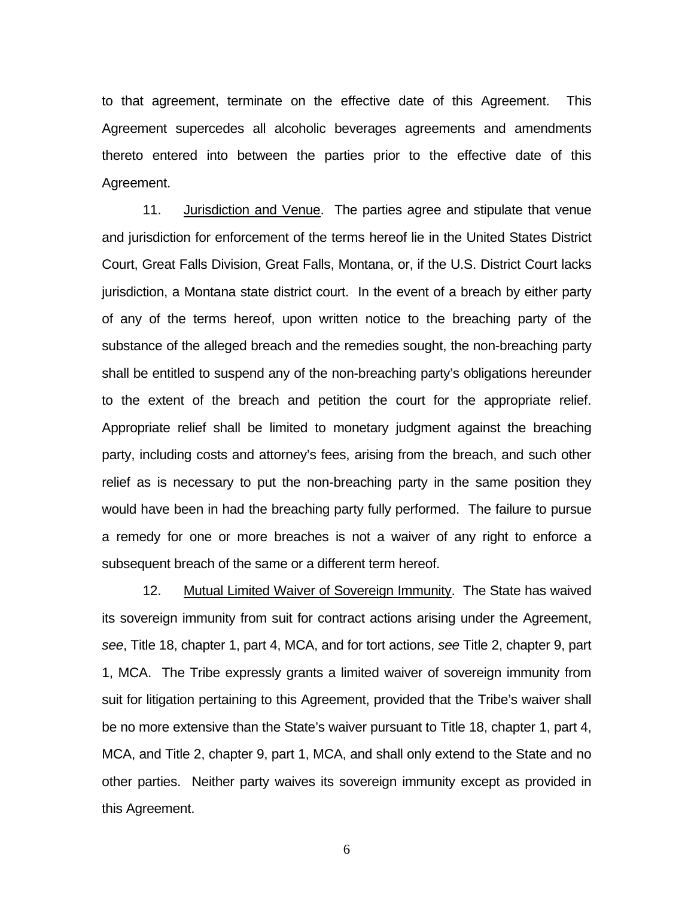to that agreement, terminate on the effective date of this Agreement. This Agreement supercedes all alcoholic beverages agreements and amendments thereto entered into between the parties prior to the effective date of this Agreement.

11. Jurisdiction and Venue. The parties agree and stipulate that venue and jurisdiction for enforcement of the terms hereof lie in the United States District Court, Great Falls Division, Great Falls, Montana, or, if the U.S. District Court lacks jurisdiction, a Montana state district court. In the event of a breach by either party of any of the terms hereof, upon written notice to the breaching party of the substance of the alleged breach and the remedies sought, the non-breaching party shall be entitled to suspend any of the non-breaching party's obligations hereunder to the extent of the breach and petition the court for the appropriate relief. Appropriate relief shall be limited to monetary judgment against the breaching party, including costs and attorney's fees, arising from the breach, and such other relief as is necessary to put the non-breaching party in the same position they would have been in had the breaching party fully performed. The failure to pursue a remedy for one or more breaches is not a waiver of any right to enforce a subsequent breach of the same or a different term hereof.

12. Mutual Limited Waiver of Sovereign Immunity. The State has waived its sovereign immunity from suit for contract actions arising under the Agreement, *see*, Title 18, chapter 1, part 4, MCA, and for tort actions, *see* Title 2, chapter 9, part 1, MCA. The Tribe expressly grants a limited waiver of sovereign immunity from suit for litigation pertaining to this Agreement, provided that the Tribe's waiver shall be no more extensive than the State's waiver pursuant to Title 18, chapter 1, part 4, MCA, and Title 2, chapter 9, part 1, MCA, and shall only extend to the State and no other parties. Neither party waives its sovereign immunity except as provided in this Agreement.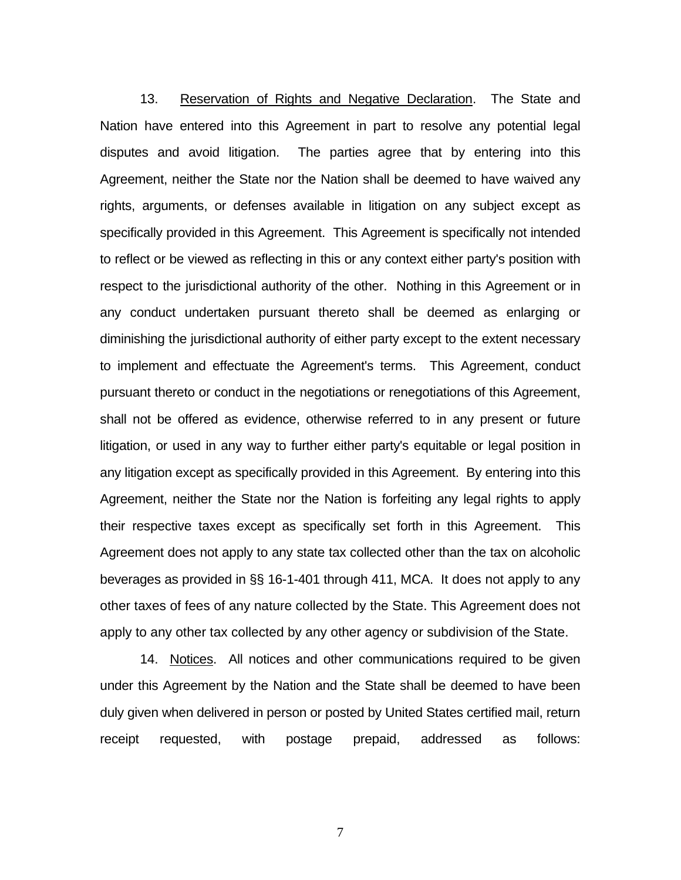13. Reservation of Rights and Negative Declaration. The State and Nation have entered into this Agreement in part to resolve any potential legal disputes and avoid litigation. The parties agree that by entering into this Agreement, neither the State nor the Nation shall be deemed to have waived any rights, arguments, or defenses available in litigation on any subject except as specifically provided in this Agreement. This Agreement is specifically not intended to reflect or be viewed as reflecting in this or any context either party's position with respect to the jurisdictional authority of the other. Nothing in this Agreement or in any conduct undertaken pursuant thereto shall be deemed as enlarging or diminishing the jurisdictional authority of either party except to the extent necessary to implement and effectuate the Agreement's terms. This Agreement, conduct pursuant thereto or conduct in the negotiations or renegotiations of this Agreement, shall not be offered as evidence, otherwise referred to in any present or future litigation, or used in any way to further either party's equitable or legal position in any litigation except as specifically provided in this Agreement. By entering into this Agreement, neither the State nor the Nation is forfeiting any legal rights to apply their respective taxes except as specifically set forth in this Agreement. This Agreement does not apply to any state tax collected other than the tax on alcoholic beverages as provided in §§ 16-1-401 through 411, MCA. It does not apply to any other taxes of fees of any nature collected by the State. This Agreement does not apply to any other tax collected by any other agency or subdivision of the State.

14. Notices. All notices and other communications required to be given under this Agreement by the Nation and the State shall be deemed to have been duly given when delivered in person or posted by United States certified mail, return receipt requested, with postage prepaid, addressed as follows: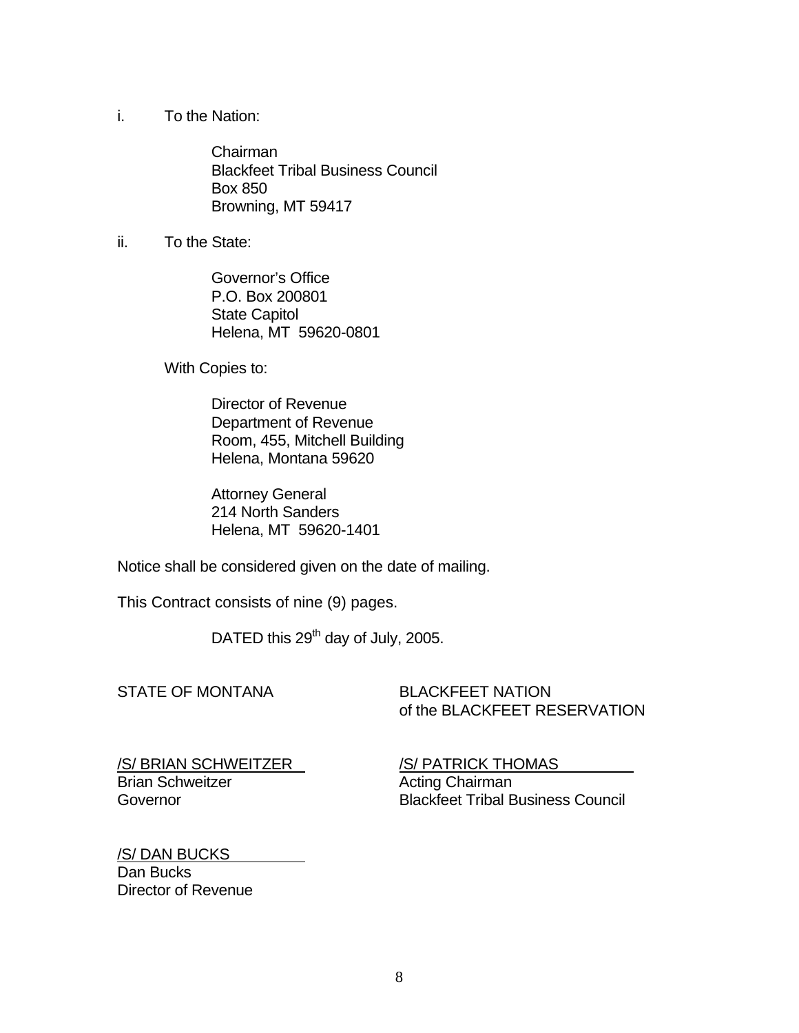i. To the Nation:

Chairman
Blackfeet Tribal Business Council
Box 850
Browning, MT 59417

ii. To the State:

Governor's Office
P.O. Box 200801
State Capitol
Helena, MT 59620-0801

With Copies to:

Director of Revenue
Department of Revenue
Room, 455, Mitchell Building
Helena, Montana 59620

Attorney General
214 North Sanders
Helena, MT 59620-1401

Notice shall be considered given on the date of mailing.

This Contract consists of nine (9) pages.

DATED this 29th day of July, 2005.

STATE OF MONTANA

/S/ BRIAN SCHWEITZER
Brian Schweitzer
Governor

/S/ DAN BUCKS
Dan Bucks
Director of Revenue

BLACKFEET NATION
of the BLACKFEET RESERVATION

/S/ PATRICK THOMAS
Acting Chairman
Blackfeet Tribal Business Council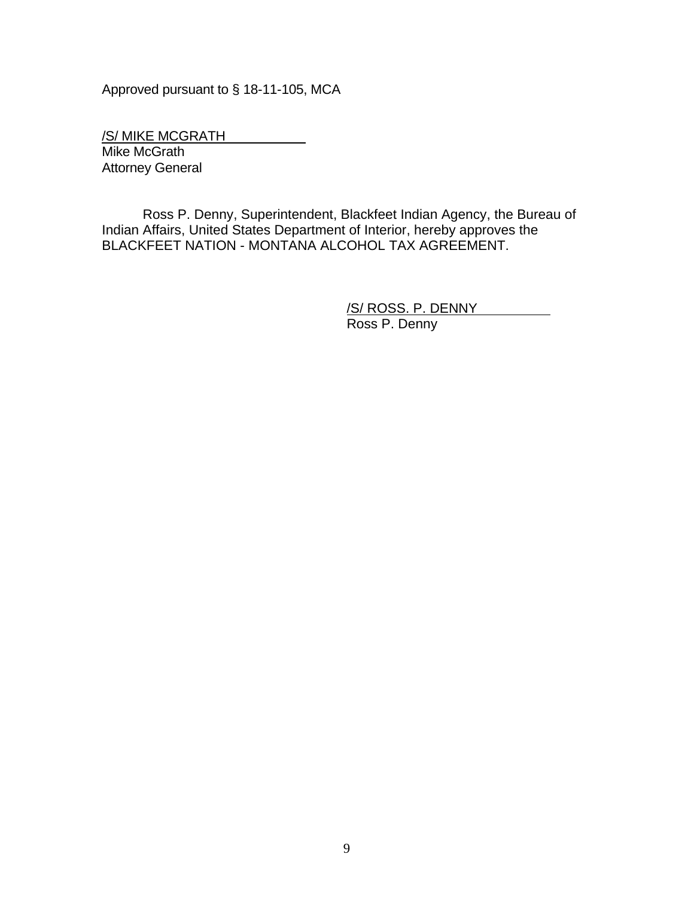Approved pursuant to § 18-11-105, MCA

/S/ MIKE MCGRATH
Mike McGrath
Attorney General

Ross P. Denny, Superintendent, Blackfeet Indian Agency, the Bureau of Indian Affairs, United States Department of Interior, hereby approves the BLACKFEET NATION - MONTANA ALCOHOL TAX AGREEMENT.

/S/ ROSS. P. DENNY
Ross P. Denny